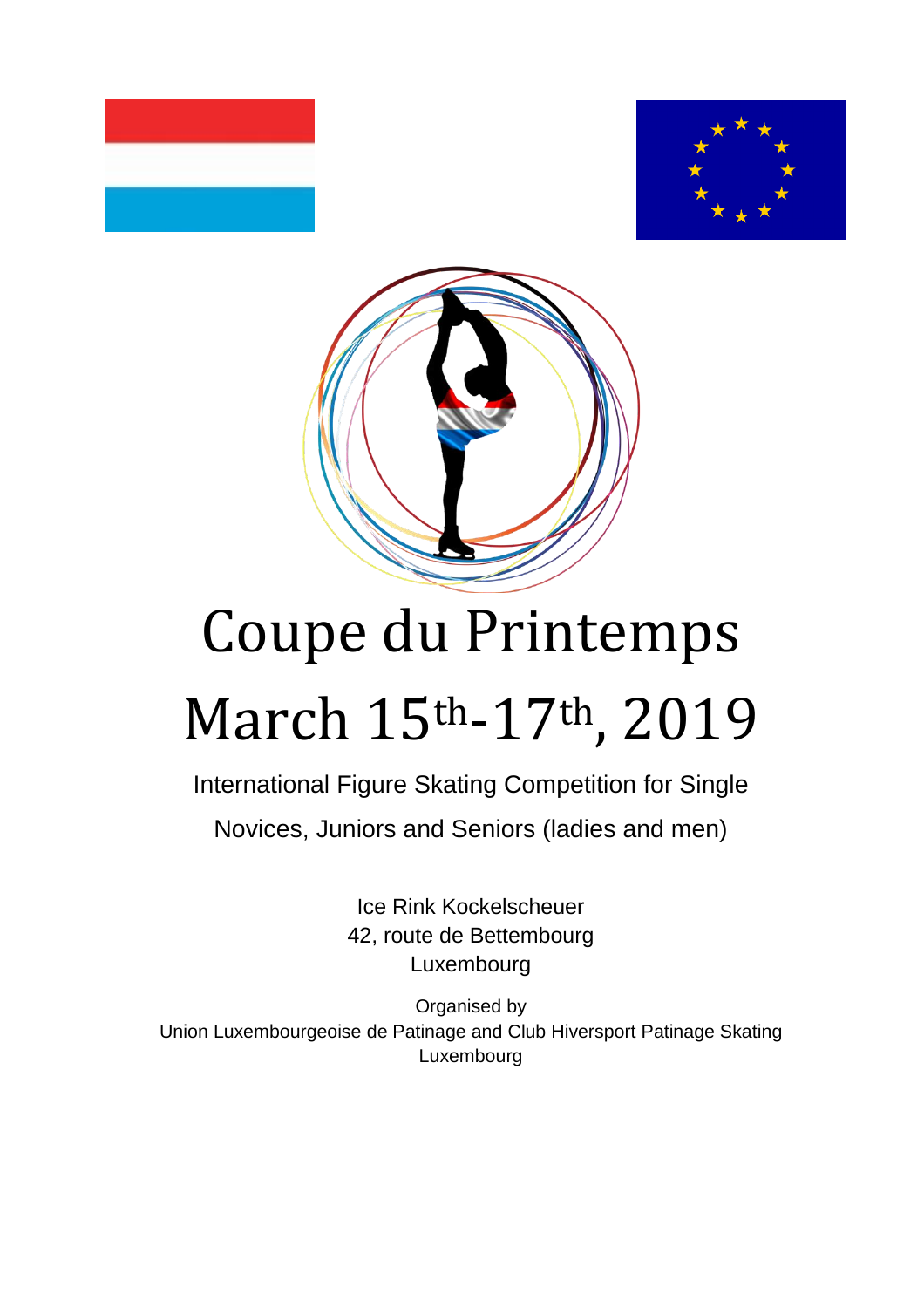# Coupe du Printemps

# March 15th-17th, 2019

International Figure Skating Competition for Single

Novices, Juniors and Seniors (ladies and men)

Ice Rink Kockelscheuer
42, route de Bettembourg
Luxembourg

Organised by
Union Luxembourgeoise de Patinage and Club Hiversport Patinage Skating
Luxembourg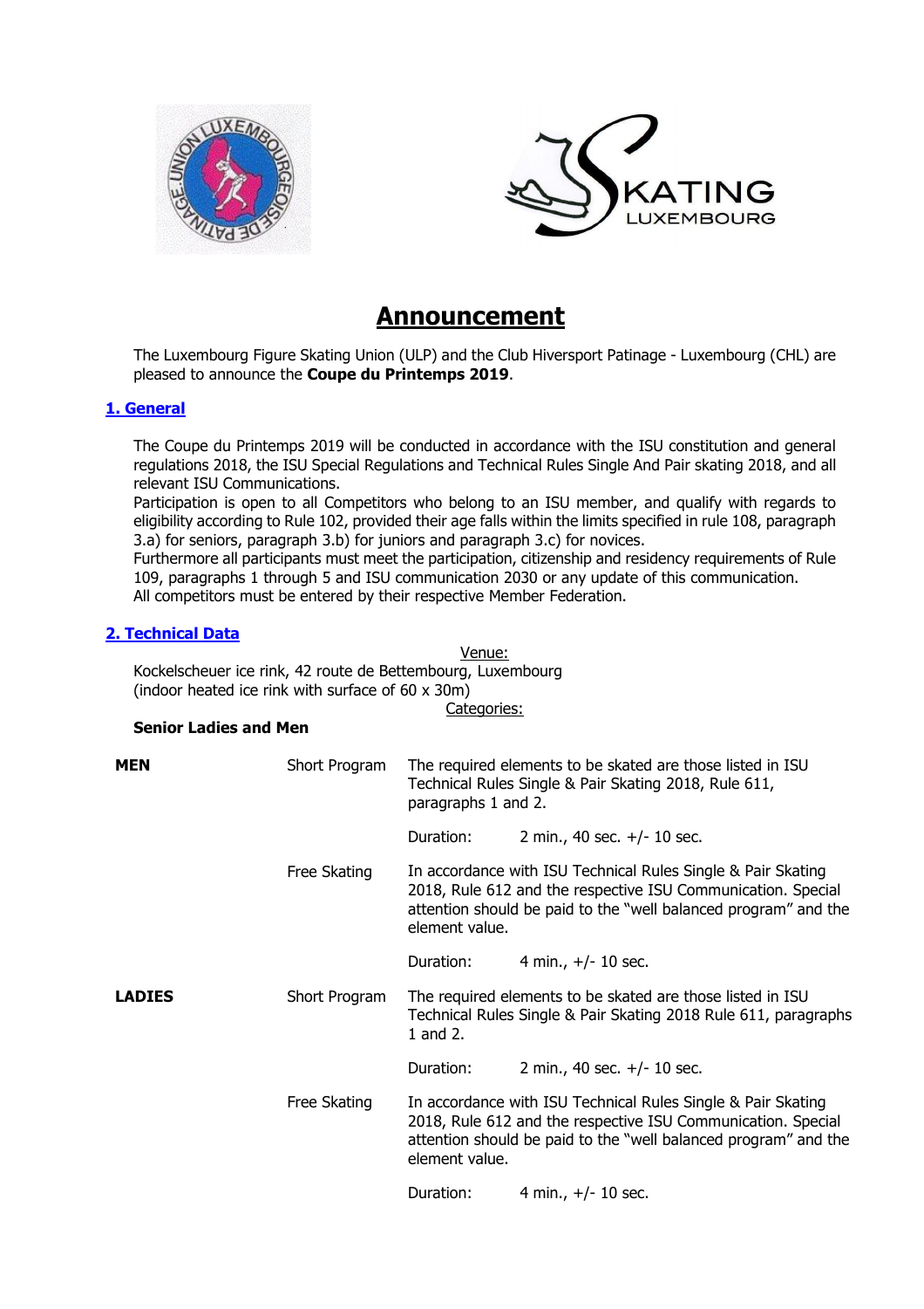# Announcement

The Luxembourg Figure Skating Union (ULP) and the Club Hiversport Patinage - Luxembourg (CHL) are pleased to announce the **Coupe du Printemps 2019**.

## 1. General

The Coupe du Printemps 2019 will be conducted in accordance with the ISU constitution and general regulations 2018, the ISU Special Regulations and Technical Rules Single And Pair skating 2018, and all relevant ISU Communications.
Participation is open to all Competitors who belong to an ISU member, and qualify with regards to eligibility according to Rule 102, provided their age falls within the limits specified in rule 108, paragraph 3.a) for seniors, paragraph 3.b) for juniors and paragraph 3.c) for novices.
Furthermore all participants must meet the participation, citizenship and residency requirements of Rule 109, paragraphs 1 through 5 and ISU communication 2030 or any update of this communication.
All competitors must be entered by their respective Member Federation.

## 2. Technical Data

Venue:

Kockelscheuer ice rink, 42 route de Bettembourg, Luxembourg
(indoor heated ice rink with surface of 60 x 30m)

Categories:

**Senior Ladies and Men**

| | | |
|---|---|---|
| **MEN** | Short Program | The required elements to be skated are those listed in ISU Technical Rules Single & Pair Skating 2018, Rule 611, paragraphs 1 and 2. |
| | | Duration: 2 min., 40 sec. +/- 10 sec. |
| | Free Skating | In accordance with ISU Technical Rules Single & Pair Skating 2018, Rule 612 and the respective ISU Communication. Special attention should be paid to the "well balanced program" and the element value. |
| | | Duration: 4 min., +/- 10 sec. |
| **LADIES** | Short Program | The required elements to be skated are those listed in ISU Technical Rules Single & Pair Skating 2018 Rule 611, paragraphs 1 and 2. |
| | | Duration: 2 min., 40 sec. +/- 10 sec. |
| | Free Skating | In accordance with ISU Technical Rules Single & Pair Skating 2018, Rule 612 and the respective ISU Communication. Special attention should be paid to the "well balanced program" and the element value. |
| | | Duration: 4 min., +/- 10 sec. |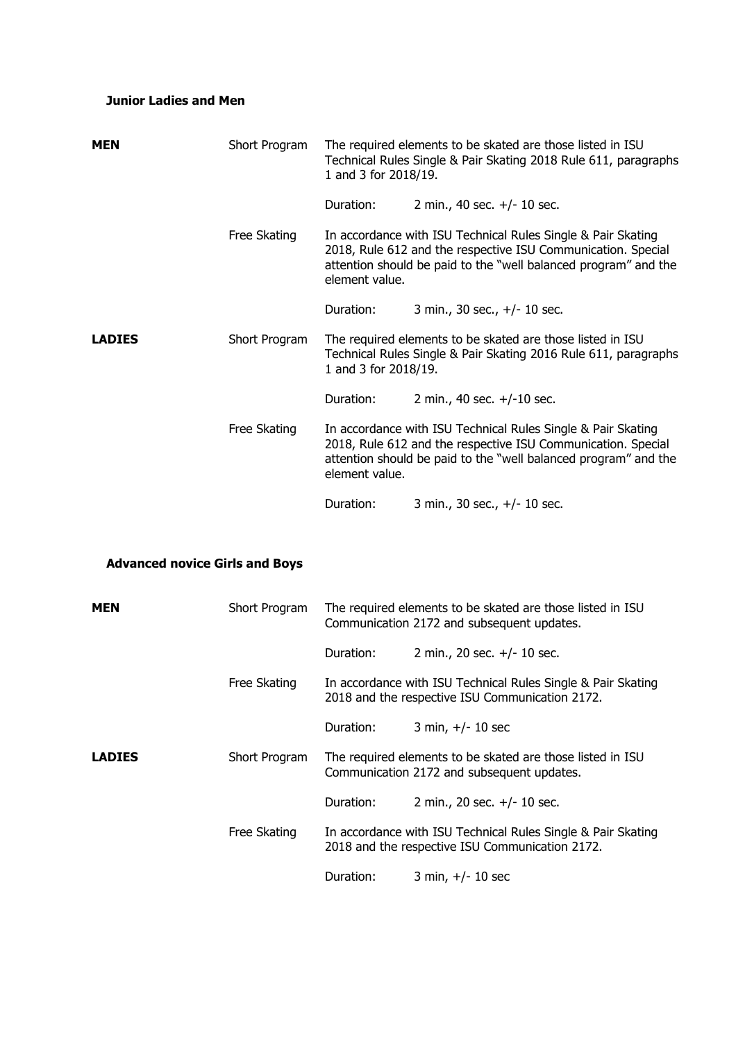**Junior Ladies and Men**

| | | | |
|---|---|---|---|
| **MEN** | Short Program | The required elements to be skated are those listed in ISU Technical Rules Single & Pair Skating 2018 Rule 611, paragraphs 1 and 3 for 2018/19. | |
| | | Duration: | 2 min., 40 sec. +/- 10 sec. |
| | Free Skating | In accordance with ISU Technical Rules Single & Pair Skating 2018, Rule 612 and the respective ISU Communication. Special attention should be paid to the "well balanced program" and the element value. | |
| | | Duration: | 3 min., 30 sec., +/- 10 sec. |
| **LADIES** | Short Program | The required elements to be skated are those listed in ISU Technical Rules Single & Pair Skating 2016 Rule 611, paragraphs 1 and 3 for 2018/19. | |
| | | Duration: | 2 min., 40 sec. +/-10 sec. |
| | Free Skating | In accordance with ISU Technical Rules Single & Pair Skating 2018, Rule 612 and the respective ISU Communication. Special attention should be paid to the "well balanced program" and the element value. | |
| | | Duration: | 3 min., 30 sec., +/- 10 sec. |

**Advanced novice Girls and Boys**

| | | | |
|---|---|---|---|
| **MEN** | Short Program | The required elements to be skated are those listed in ISU Communication 2172 and subsequent updates. | |
| | | Duration: | 2 min., 20 sec. +/- 10 sec. |
| | Free Skating | In accordance with ISU Technical Rules Single & Pair Skating 2018 and the respective ISU Communication 2172. | |
| | | Duration: | 3 min, +/- 10 sec |
| **LADIES** | Short Program | The required elements to be skated are those listed in ISU Communication 2172 and subsequent updates. | |
| | | Duration: | 2 min., 20 sec. +/- 10 sec. |
| | Free Skating | In accordance with ISU Technical Rules Single & Pair Skating 2018 and the respective ISU Communication 2172. | |
| | | Duration: | 3 min, +/- 10 sec |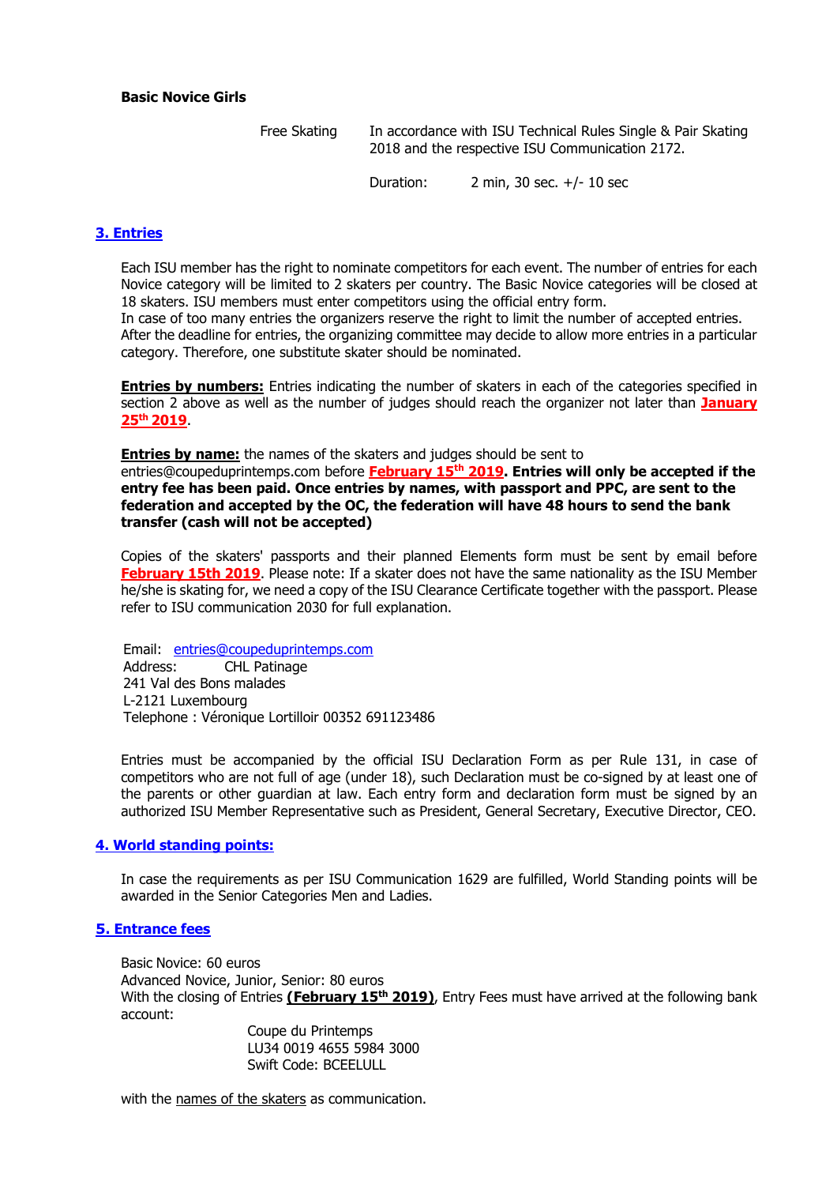**Basic Novice Girls**

Free Skating — In accordance with ISU Technical Rules Single & Pair Skating 2018 and the respective ISU Communication 2172.

Duration: 2 min, 30 sec. +/- 10 sec

## 3. Entries

Each ISU member has the right to nominate competitors for each event. The number of entries for each Novice category will be limited to 2 skaters per country. The Basic Novice categories will be closed at 18 skaters. ISU members must enter competitors using the official entry form.
In case of too many entries the organizers reserve the right to limit the number of accepted entries. After the deadline for entries, the organizing committee may decide to allow more entries in a particular category. Therefore, one substitute skater should be nominated.

**Entries by numbers:** Entries indicating the number of skaters in each of the categories specified in section 2 above as well as the number of judges should reach the organizer not later than **January 25th 2019**.

**Entries by name:** the names of the skaters and judges should be sent to entries@coupeduprintemps.com before **February 15th 2019**. **Entries will only be accepted if the entry fee has been paid. Once entries by names, with passport and PPC, are sent to the federation and accepted by the OC, the federation will have 48 hours to send the bank transfer (cash will not be accepted)**

Copies of the skaters' passports and their planned Elements form must be sent by email before **February 15th 2019**. Please note: If a skater does not have the same nationality as the ISU Member he/she is skating for, we need a copy of the ISU Clearance Certificate together with the passport. Please refer to ISU communication 2030 for full explanation.

Email: entries@coupeduprintemps.com
Address: CHL Patinage
241 Val des Bons malades
L-2121 Luxembourg
Telephone : Véronique Lortilloir 00352 691123486

Entries must be accompanied by the official ISU Declaration Form as per Rule 131, in case of competitors who are not full of age (under 18), such Declaration must be co-signed by at least one of the parents or other guardian at law. Each entry form and declaration form must be signed by an authorized ISU Member Representative such as President, General Secretary, Executive Director, CEO.

## 4. World standing points:

In case the requirements as per ISU Communication 1629 are fulfilled, World Standing points will be awarded in the Senior Categories Men and Ladies.

## 5. Entrance fees

Basic Novice: 60 euros
Advanced Novice, Junior, Senior: 80 euros
With the closing of Entries **(February 15th 2019)**, Entry Fees must have arrived at the following bank account:

Coupe du Printemps
LU34 0019 4655 5984 3000
Swift Code: BCEELULL

with the names of the skaters as communication.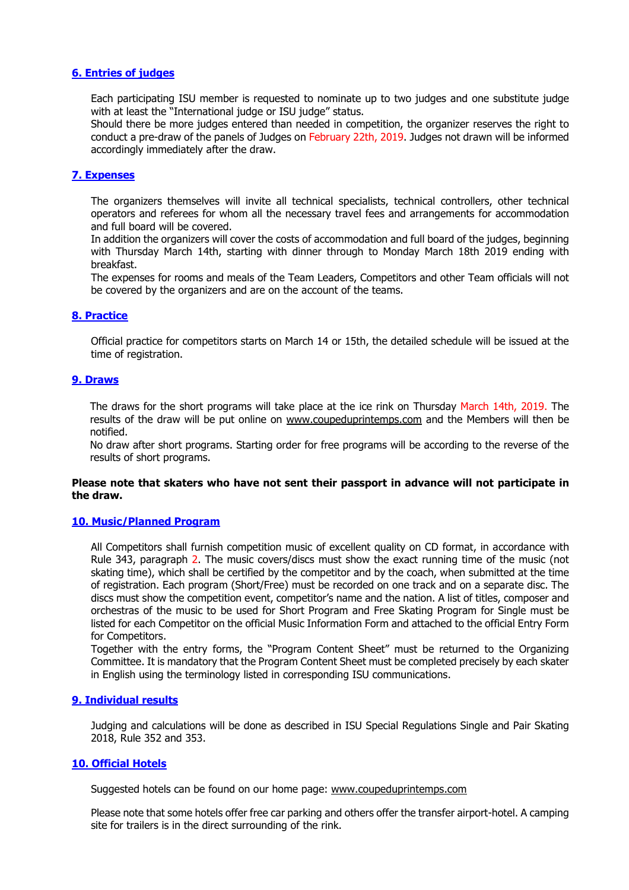## 6. Entries of judges

Each participating ISU member is requested to nominate up to two judges and one substitute judge with at least the "International judge or ISU judge" status.
Should there be more judges entered than needed in competition, the organizer reserves the right to conduct a pre-draw of the panels of Judges on February 22th, 2019. Judges not drawn will be informed accordingly immediately after the draw.

## 7. Expenses

The organizers themselves will invite all technical specialists, technical controllers, other technical operators and referees for whom all the necessary travel fees and arrangements for accommodation and full board will be covered.
In addition the organizers will cover the costs of accommodation and full board of the judges, beginning with Thursday March 14th, starting with dinner through to Monday March 18th 2019 ending with breakfast.
The expenses for rooms and meals of the Team Leaders, Competitors and other Team officials will not be covered by the organizers and are on the account of the teams.

## 8. Practice

Official practice for competitors starts on March 14 or 15th, the detailed schedule will be issued at the time of registration.

## 9. Draws

The draws for the short programs will take place at the ice rink on Thursday March 14th, 2019. The results of the draw will be put online on www.coupeduprintemps.com and the Members will then be notified.
No draw after short programs. Starting order for free programs will be according to the reverse of the results of short programs.

**Please note that skaters who have not sent their passport in advance will not participate in the draw.**

## 10. Music/Planned Program

All Competitors shall furnish competition music of excellent quality on CD format, in accordance with Rule 343, paragraph 2. The music covers/discs must show the exact running time of the music (not skating time), which shall be certified by the competitor and by the coach, when submitted at the time of registration. Each program (Short/Free) must be recorded on one track and on a separate disc. The discs must show the competition event, competitor's name and the nation. A list of titles, composer and orchestras of the music to be used for Short Program and Free Skating Program for Single must be listed for each Competitor on the official Music Information Form and attached to the official Entry Form for Competitors.
Together with the entry forms, the "Program Content Sheet" must be returned to the Organizing Committee. It is mandatory that the Program Content Sheet must be completed precisely by each skater in English using the terminology listed in corresponding ISU communications.

## 9. Individual results

Judging and calculations will be done as described in ISU Special Regulations Single and Pair Skating 2018, Rule 352 and 353.

## 10. Official Hotels

Suggested hotels can be found on our home page: www.coupeduprintemps.com

Please note that some hotels offer free car parking and others offer the transfer airport-hotel. A camping site for trailers is in the direct surrounding of the rink.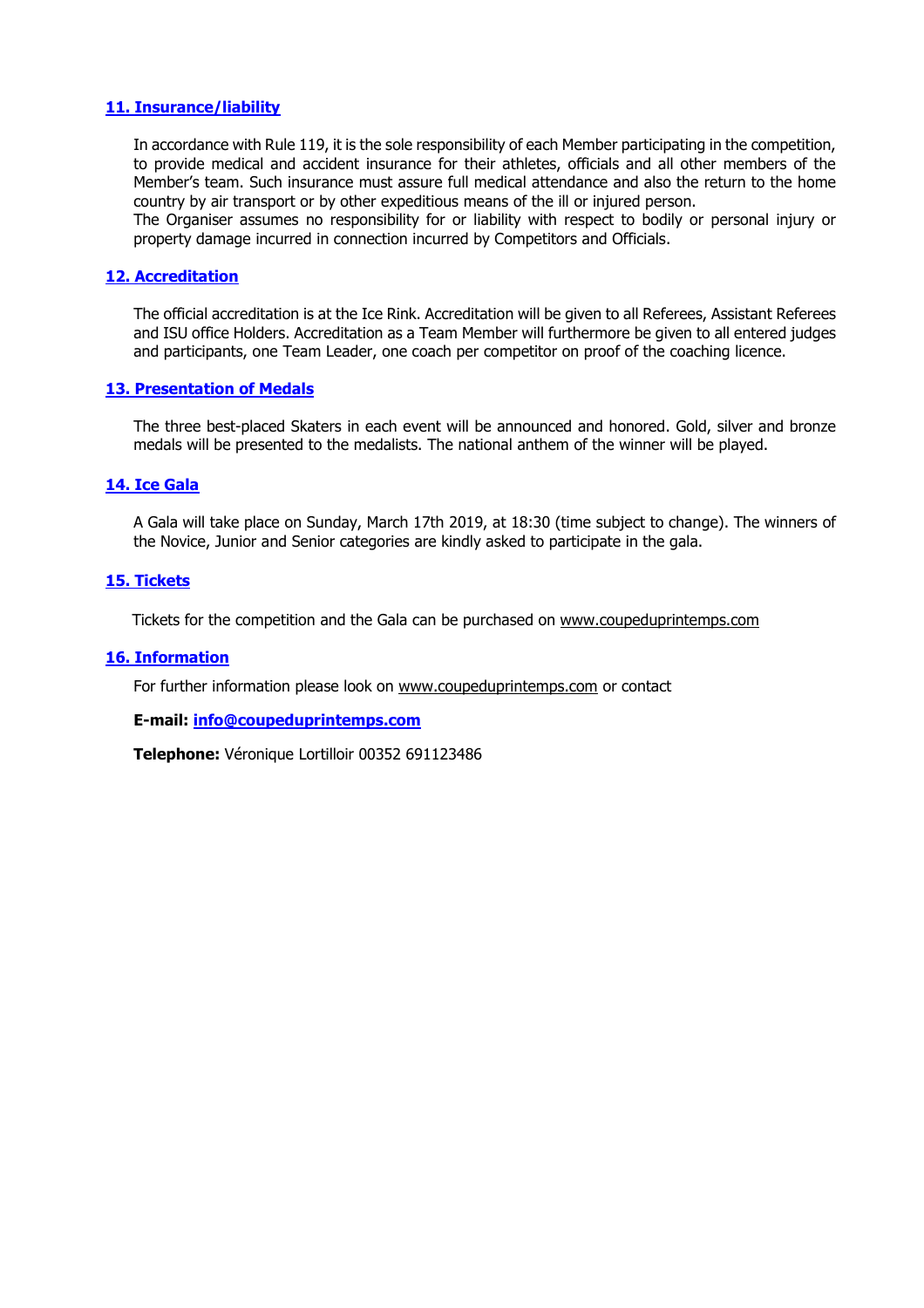## 11. Insurance/liability

In accordance with Rule 119, it is the sole responsibility of each Member participating in the competition, to provide medical and accident insurance for their athletes, officials and all other members of the Member's team. Such insurance must assure full medical attendance and also the return to the home country by air transport or by other expeditious means of the ill or injured person.
The Organiser assumes no responsibility for or liability with respect to bodily or personal injury or property damage incurred in connection incurred by Competitors and Officials.

## 12. Accreditation

The official accreditation is at the Ice Rink. Accreditation will be given to all Referees, Assistant Referees and ISU office Holders. Accreditation as a Team Member will furthermore be given to all entered judges and participants, one Team Leader, one coach per competitor on proof of the coaching licence.

## 13. Presentation of Medals

The three best-placed Skaters in each event will be announced and honored. Gold, silver and bronze medals will be presented to the medalists. The national anthem of the winner will be played.

## 14. Ice Gala

A Gala will take place on Sunday, March 17th 2019, at 18:30 (time subject to change). The winners of the Novice, Junior and Senior categories are kindly asked to participate in the gala.

## 15. Tickets

Tickets for the competition and the Gala can be purchased on www.coupeduprintemps.com

## 16. Information

For further information please look on www.coupeduprintemps.com or contact

**E-mail:** **info@coupeduprintemps.com**

**Telephone:** Véronique Lortilloir 00352 691123486